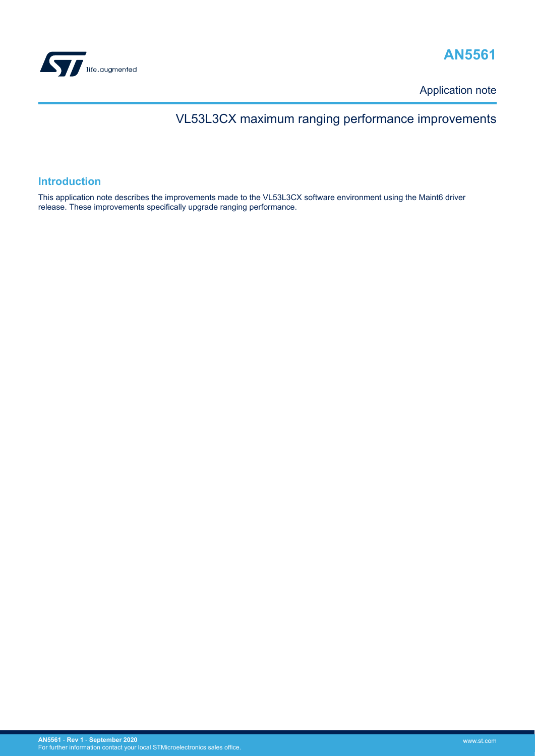# AN5561

Application note

## VL53L3CX maximum ranging performance improvements

### Introduction

This application note describes the improvements made to the VL53L3CX software environment using the Maint6 driver release. These improvements specifically upgrade ranging performance.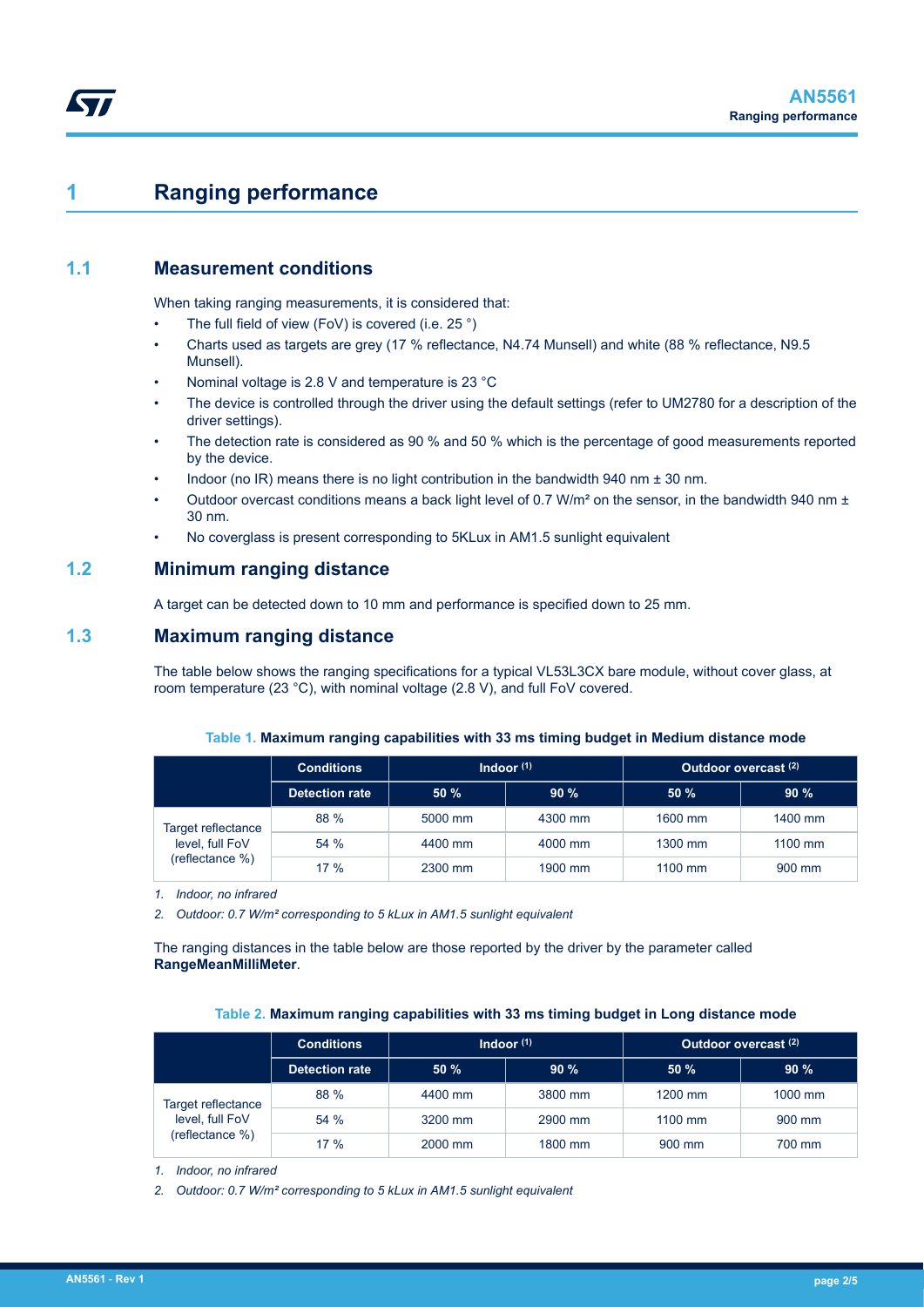# 1 Ranging performance

## 1.1 Measurement conditions

When taking ranging measurements, it is considered that:

- The full field of view (FoV) is covered (i.e. 25 °)
- Charts used as targets are grey (17 % reflectance, N4.74 Munsell) and white (88 % reflectance, N9.5 Munsell).
- Nominal voltage is 2.8 V and temperature is 23 °C
- The device is controlled through the driver using the default settings (refer to UM2780 for a description of the driver settings).
- The detection rate is considered as 90 % and 50 % which is the percentage of good measurements reported by the device.
- Indoor (no IR) means there is no light contribution in the bandwidth 940 nm ± 30 nm.
- Outdoor overcast conditions means a back light level of 0.7 W/m² on the sensor, in the bandwidth 940 nm ± 30 nm.
- No coverglass is present corresponding to 5KLux in AM1.5 sunlight equivalent

## 1.2 Minimum ranging distance

A target can be detected down to 10 mm and performance is specified down to 25 mm.

## 1.3 Maximum ranging distance

The table below shows the ranging specifications for a typical VL53L3CX bare module, without cover glass, at room temperature (23 °C), with nominal voltage (2.8 V), and full FoV covered.

**Table 1. Maximum ranging capabilities with 33 ms timing budget in Medium distance mode**

| | Conditions | Indoor [1] | | Outdoor overcast [2] | |
|---|---|---|---|---|---|
| | Detection rate | 50 % | 90 % | 50 % | 90 % |
| Target reflectance level, full FoV (reflectance %) | 88 % | 5000 mm | 4300 mm | 1600 mm | 1400 mm |
| | 54 % | 4400 mm | 4000 mm | 1300 mm | 1100 mm |
| | 17 % | 2300 mm | 1900 mm | 1100 mm | 900 mm |

*1. Indoor, no infrared*

*2. Outdoor: 0.7 W/m² corresponding to 5 kLux in AM1.5 sunlight equivalent*

The ranging distances in the table below are those reported by the driver by the parameter called **RangeMeanMilliMeter**.

**Table 2. Maximum ranging capabilities with 33 ms timing budget in Long distance mode**

| | Conditions | Indoor [1] | | Outdoor overcast [2] | |
|---|---|---|---|---|---|
| | Detection rate | 50 % | 90 % | 50 % | 90 % |
| Target reflectance level, full FoV (reflectance %) | 88 % | 4400 mm | 3800 mm | 1200 mm | 1000 mm |
| | 54 % | 3200 mm | 2900 mm | 1100 mm | 900 mm |
| | 17 % | 2000 mm | 1800 mm | 900 mm | 700 mm |

*1. Indoor, no infrared*

*2. Outdoor: 0.7 W/m² corresponding to 5 kLux in AM1.5 sunlight equivalent*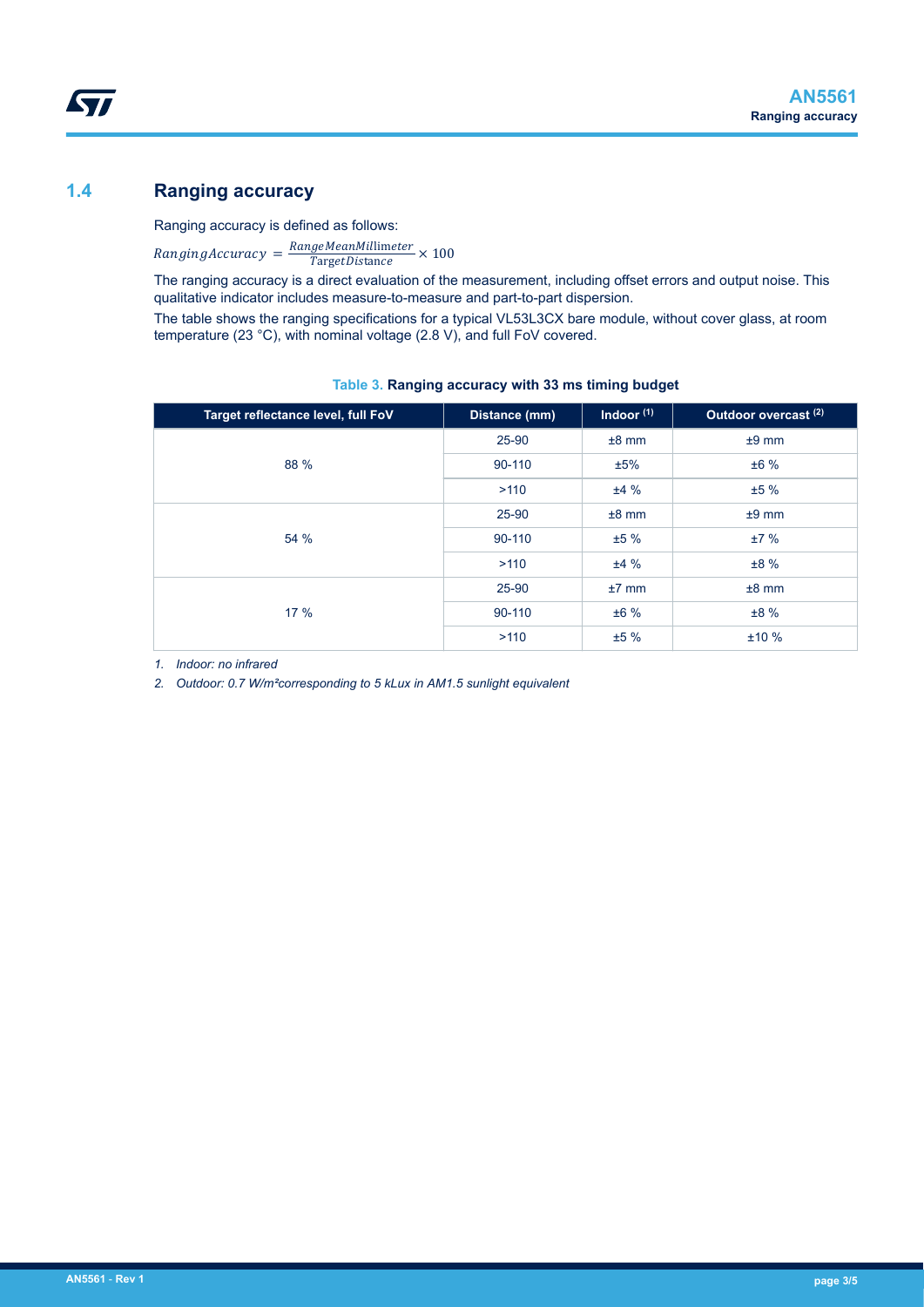## 1.4 Ranging accuracy

Ranging accuracy is defined as follows:

$$RangingAccuracy = \frac{RangeMeanMillimeter}{TargetDistance} \times 100$$

The ranging accuracy is a direct evaluation of the measurement, including offset errors and output noise. This qualitative indicator includes measure-to-measure and part-to-part dispersion.

The table shows the ranging specifications for a typical VL53L3CX bare module, without cover glass, at room temperature (23 °C), with nominal voltage (2.8 V), and full FoV covered.

**Table 3. Ranging accuracy with 33 ms timing budget**

| Target reflectance level, full FoV | Distance (mm) | Indoor (1) | Outdoor overcast (2) |
|---|---|---|---|
| 88 % | 25-90 | ±8 mm | ±9 mm |
| | 90-110 | ±5% | ±6 % |
| | >110 | ±4 % | ±5 % |
| 54 % | 25-90 | ±8 mm | ±9 mm |
| | 90-110 | ±5 % | ±7 % |
| | >110 | ±4 % | ±8 % |
| 17 % | 25-90 | ±7 mm | ±8 mm |
| | 90-110 | ±6 % | ±8 % |
| | >110 | ±5 % | ±10 % |

1. *Indoor: no infrared*
2. *Outdoor: 0.7 W/m²corresponding to 5 kLux in AM1.5 sunlight equivalent*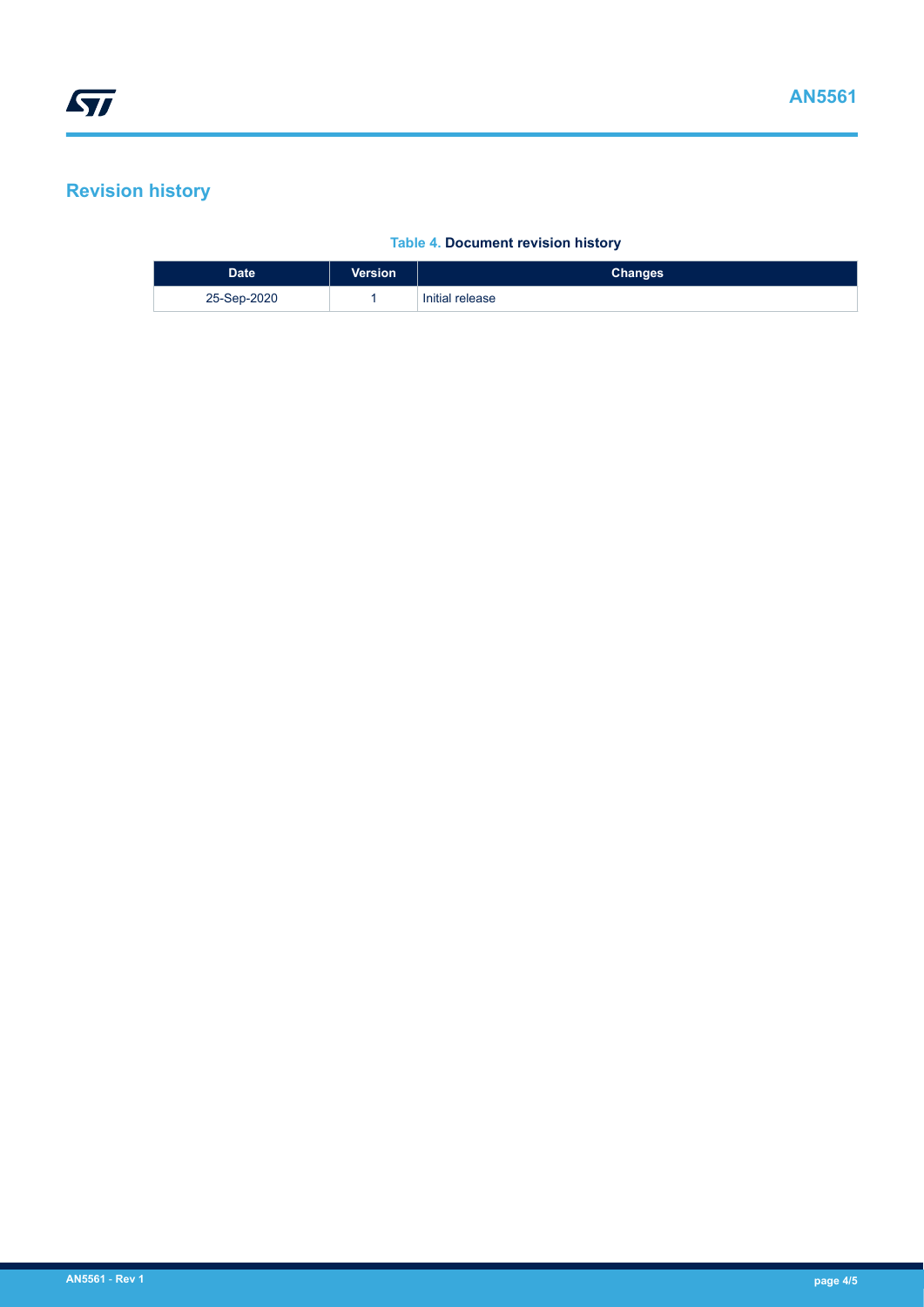## Revision history

**Table 4. Document revision history**

| Date | Version | Changes |
| --- | --- | --- |
| 25-Sep-2020 | 1 | Initial release |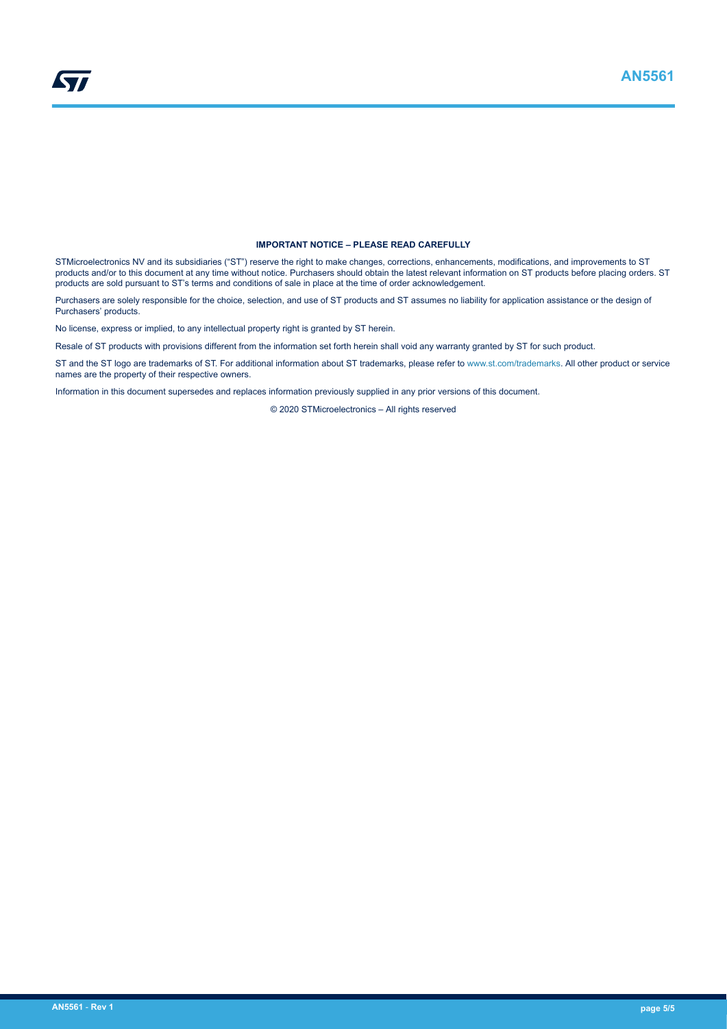**IMPORTANT NOTICE – PLEASE READ CAREFULLY**

STMicroelectronics NV and its subsidiaries ("ST") reserve the right to make changes, corrections, enhancements, modifications, and improvements to ST products and/or to this document at any time without notice. Purchasers should obtain the latest relevant information on ST products before placing orders. ST products are sold pursuant to ST's terms and conditions of sale in place at the time of order acknowledgement.

Purchasers are solely responsible for the choice, selection, and use of ST products and ST assumes no liability for application assistance or the design of Purchasers' products.

No license, express or implied, to any intellectual property right is granted by ST herein.

Resale of ST products with provisions different from the information set forth herein shall void any warranty granted by ST for such product.

ST and the ST logo are trademarks of ST. For additional information about ST trademarks, please refer to www.st.com/trademarks. All other product or service names are the property of their respective owners.

Information in this document supersedes and replaces information previously supplied in any prior versions of this document.

© 2020 STMicroelectronics – All rights reserved